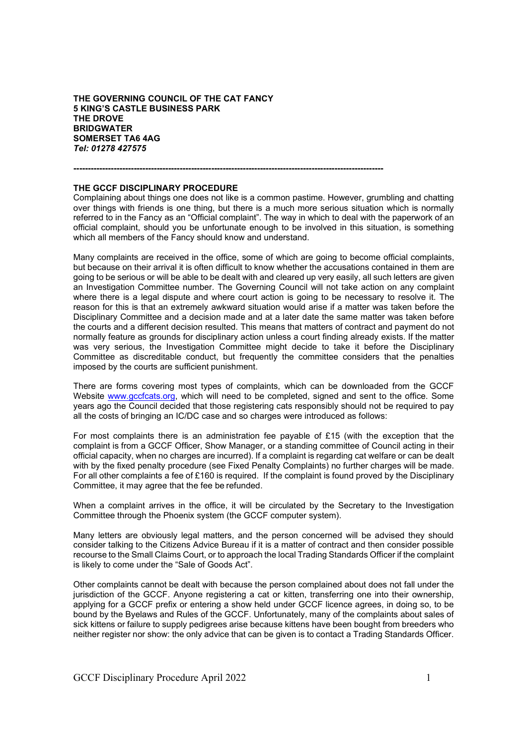**THE GOVERNING COUNCIL OF THE CAT FANCY**
**5 KING'S CASTLE BUSINESS PARK**
**THE DROVE**
**BRIDGWATER**
**SOMERSET TA6 4AG**
***Tel: 01278 427575***

---

## THE GCCF DISCIPLINARY PROCEDURE

Complaining about things one does not like is a common pastime. However, grumbling and chatting over things with friends is one thing, but there is a much more serious situation which is normally referred to in the Fancy as an "Official complaint". The way in which to deal with the paperwork of an official complaint, should you be unfortunate enough to be involved in this situation, is something which all members of the Fancy should know and understand.

Many complaints are received in the office, some of which are going to become official complaints, but because on their arrival it is often difficult to know whether the accusations contained in them are going to be serious or will be able to be dealt with and cleared up very easily, all such letters are given an Investigation Committee number. The Governing Council will not take action on any complaint where there is a legal dispute and where court action is going to be necessary to resolve it. The reason for this is that an extremely awkward situation would arise if a matter was taken before the Disciplinary Committee and a decision made and at a later date the same matter was taken before the courts and a different decision resulted. This means that matters of contract and payment do not normally feature as grounds for disciplinary action unless a court finding already exists. If the matter was very serious, the Investigation Committee might decide to take it before the Disciplinary Committee as discreditable conduct, but frequently the committee considers that the penalties imposed by the courts are sufficient punishment.

There are forms covering most types of complaints, which can be downloaded from the GCCF Website www.gccfcats.org, which will need to be completed, signed and sent to the office. Some years ago the Council decided that those registering cats responsibly should not be required to pay all the costs of bringing an IC/DC case and so charges were introduced as follows:

For most complaints there is an administration fee payable of £15 (with the exception that the complaint is from a GCCF Officer, Show Manager, or a standing committee of Council acting in their official capacity, when no charges are incurred). If a complaint is regarding cat welfare or can be dealt with by the fixed penalty procedure (see Fixed Penalty Complaints) no further charges will be made. For all other complaints a fee of £160 is required. If the complaint is found proved by the Disciplinary Committee, it may agree that the fee be refunded.

When a complaint arrives in the office, it will be circulated by the Secretary to the Investigation Committee through the Phoenix system (the GCCF computer system).

Many letters are obviously legal matters, and the person concerned will be advised they should consider talking to the Citizens Advice Bureau if it is a matter of contract and then consider possible recourse to the Small Claims Court, or to approach the local Trading Standards Officer if the complaint is likely to come under the "Sale of Goods Act".

Other complaints cannot be dealt with because the person complained about does not fall under the jurisdiction of the GCCF. Anyone registering a cat or kitten, transferring one into their ownership, applying for a GCCF prefix or entering a show held under GCCF licence agrees, in doing so, to be bound by the Byelaws and Rules of the GCCF. Unfortunately, many of the complaints about sales of sick kittens or failure to supply pedigrees arise because kittens have been bought from breeders who neither register nor show: the only advice that can be given is to contact a Trading Standards Officer.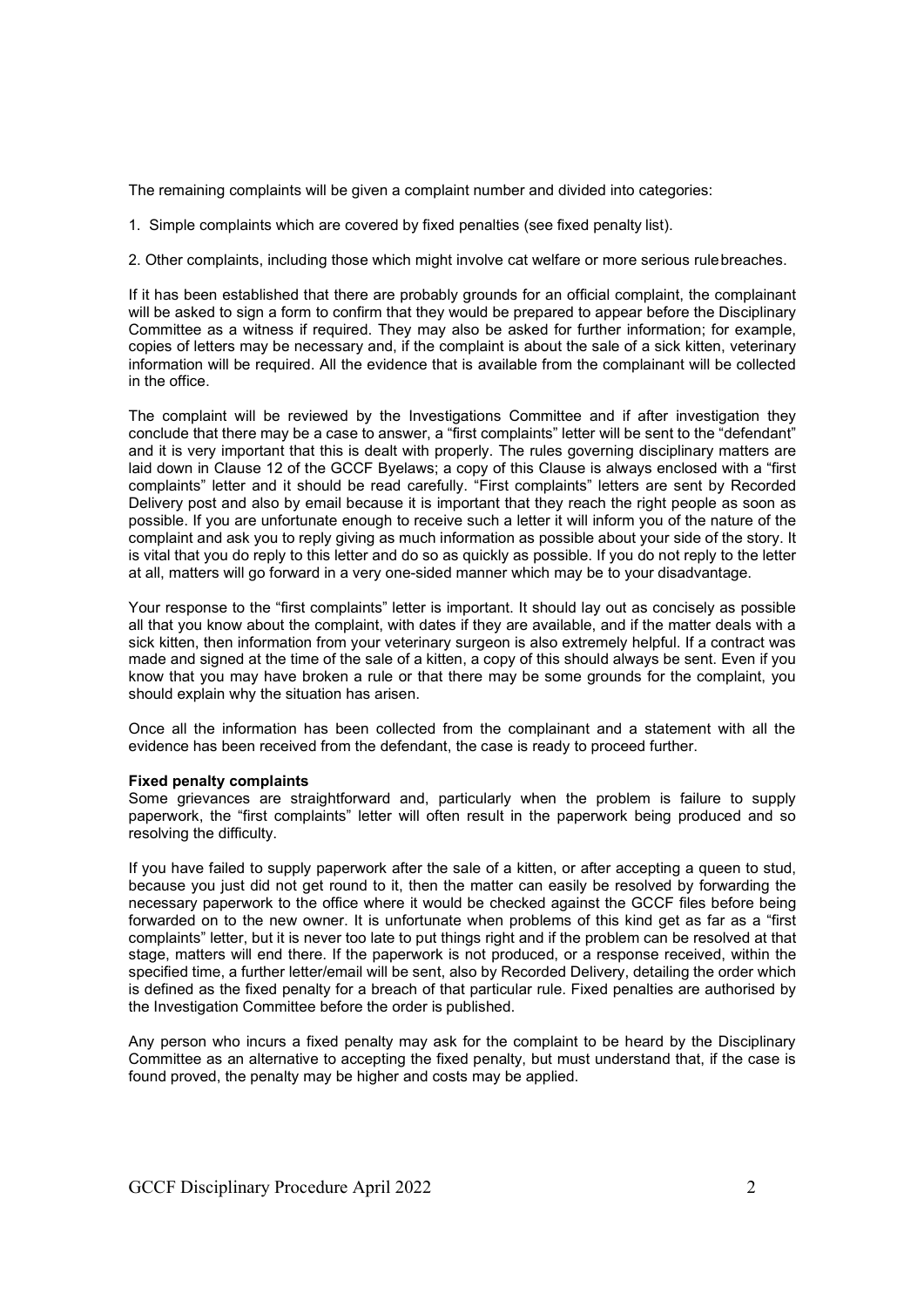The remaining complaints will be given a complaint number and divided into categories:

1. Simple complaints which are covered by fixed penalties (see fixed penalty list).

2. Other complaints, including those which might involve cat welfare or more serious rule breaches.

If it has been established that there are probably grounds for an official complaint, the complainant will be asked to sign a form to confirm that they would be prepared to appear before the Disciplinary Committee as a witness if required. They may also be asked for further information; for example, copies of letters may be necessary and, if the complaint is about the sale of a sick kitten, veterinary information will be required. All the evidence that is available from the complainant will be collected in the office.

The complaint will be reviewed by the Investigations Committee and if after investigation they conclude that there may be a case to answer, a "first complaints" letter will be sent to the "defendant" and it is very important that this is dealt with properly. The rules governing disciplinary matters are laid down in Clause 12 of the GCCF Byelaws; a copy of this Clause is always enclosed with a "first complaints" letter and it should be read carefully. "First complaints" letters are sent by Recorded Delivery post and also by email because it is important that they reach the right people as soon as possible. If you are unfortunate enough to receive such a letter it will inform you of the nature of the complaint and ask you to reply giving as much information as possible about your side of the story. It is vital that you do reply to this letter and do so as quickly as possible. If you do not reply to the letter at all, matters will go forward in a very one-sided manner which may be to your disadvantage.

Your response to the "first complaints" letter is important. It should lay out as concisely as possible all that you know about the complaint, with dates if they are available, and if the matter deals with a sick kitten, then information from your veterinary surgeon is also extremely helpful. If a contract was made and signed at the time of the sale of a kitten, a copy of this should always be sent. Even if you know that you may have broken a rule or that there may be some grounds for the complaint, you should explain why the situation has arisen.

Once all the information has been collected from the complainant and a statement with all the evidence has been received from the defendant, the case is ready to proceed further.

**Fixed penalty complaints**

Some grievances are straightforward and, particularly when the problem is failure to supply paperwork, the "first complaints" letter will often result in the paperwork being produced and so resolving the difficulty.

If you have failed to supply paperwork after the sale of a kitten, or after accepting a queen to stud, because you just did not get round to it, then the matter can easily be resolved by forwarding the necessary paperwork to the office where it would be checked against the GCCF files before being forwarded on to the new owner. It is unfortunate when problems of this kind get as far as a "first complaints" letter, but it is never too late to put things right and if the problem can be resolved at that stage, matters will end there. If the paperwork is not produced, or a response received, within the specified time, a further letter/email will be sent, also by Recorded Delivery, detailing the order which is defined as the fixed penalty for a breach of that particular rule. Fixed penalties are authorised by the Investigation Committee before the order is published.

Any person who incurs a fixed penalty may ask for the complaint to be heard by the Disciplinary Committee as an alternative to accepting the fixed penalty, but must understand that, if the case is found proved, the penalty may be higher and costs may be applied.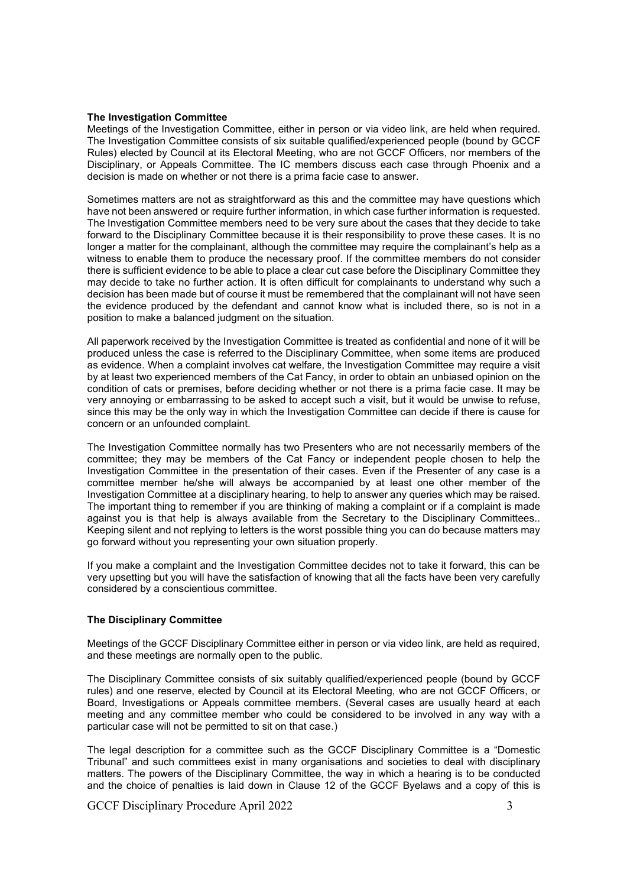### The Investigation Committee

Meetings of the Investigation Committee, either in person or via video link, are held when required. The Investigation Committee consists of six suitable qualified/experienced people (bound by GCCF Rules) elected by Council at its Electoral Meeting, who are not GCCF Officers, nor members of the Disciplinary, or Appeals Committee. The IC members discuss each case through Phoenix and a decision is made on whether or not there is a prima facie case to answer.

Sometimes matters are not as straightforward as this and the committee may have questions which have not been answered or require further information, in which case further information is requested. The Investigation Committee members need to be very sure about the cases that they decide to take forward to the Disciplinary Committee because it is their responsibility to prove these cases. It is no longer a matter for the complainant, although the committee may require the complainant's help as a witness to enable them to produce the necessary proof. If the committee members do not consider there is sufficient evidence to be able to place a clear cut case before the Disciplinary Committee they may decide to take no further action. It is often difficult for complainants to understand why such a decision has been made but of course it must be remembered that the complainant will not have seen the evidence produced by the defendant and cannot know what is included there, so is not in a position to make a balanced judgment on the situation.

All paperwork received by the Investigation Committee is treated as confidential and none of it will be produced unless the case is referred to the Disciplinary Committee, when some items are produced as evidence. When a complaint involves cat welfare, the Investigation Committee may require a visit by at least two experienced members of the Cat Fancy, in order to obtain an unbiased opinion on the condition of cats or premises, before deciding whether or not there is a prima facie case. It may be very annoying or embarrassing to be asked to accept such a visit, but it would be unwise to refuse, since this may be the only way in which the Investigation Committee can decide if there is cause for concern or an unfounded complaint.

The Investigation Committee normally has two Presenters who are not necessarily members of the committee; they may be members of the Cat Fancy or independent people chosen to help the Investigation Committee in the presentation of their cases. Even if the Presenter of any case is a committee member he/she will always be accompanied by at least one other member of the Investigation Committee at a disciplinary hearing, to help to answer any queries which may be raised. The important thing to remember if you are thinking of making a complaint or if a complaint is made against you is that help is always available from the Secretary to the Disciplinary Committees.. Keeping silent and not replying to letters is the worst possible thing you can do because matters may go forward without you representing your own situation properly.

If you make a complaint and the Investigation Committee decides not to take it forward, this can be very upsetting but you will have the satisfaction of knowing that all the facts have been very carefully considered by a conscientious committee.

### The Disciplinary Committee

Meetings of the GCCF Disciplinary Committee either in person or via video link, are held as required, and these meetings are normally open to the public.

The Disciplinary Committee consists of six suitably qualified/experienced people (bound by GCCF rules) and one reserve, elected by Council at its Electoral Meeting, who are not GCCF Officers, or Board, Investigations or Appeals committee members. (Several cases are usually heard at each meeting and any committee member who could be considered to be involved in any way with a particular case will not be permitted to sit on that case.)

The legal description for a committee such as the GCCF Disciplinary Committee is a "Domestic Tribunal" and such committees exist in many organisations and societies to deal with disciplinary matters. The powers of the Disciplinary Committee, the way in which a hearing is to be conducted and the choice of penalties is laid down in Clause 12 of the GCCF Byelaws and a copy of this is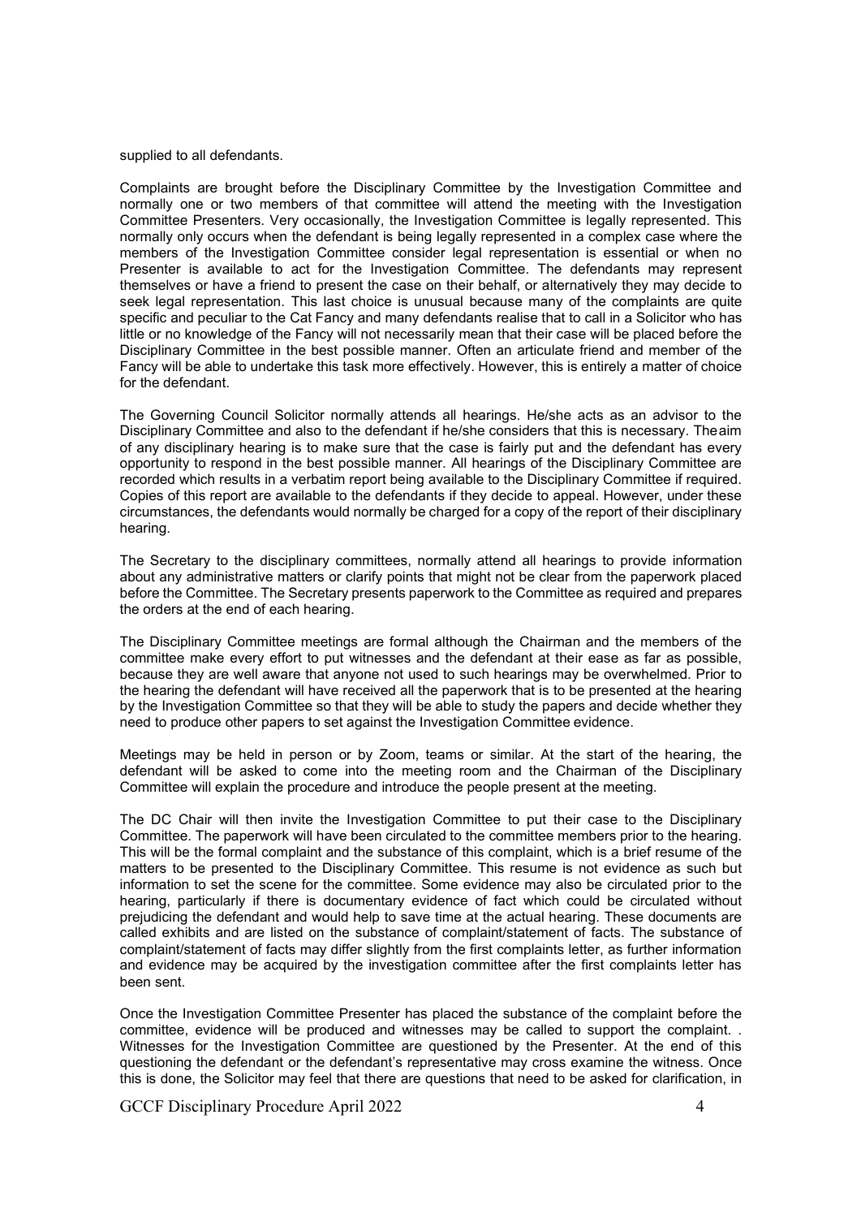supplied to all defendants.

Complaints are brought before the Disciplinary Committee by the Investigation Committee and normally one or two members of that committee will attend the meeting with the Investigation Committee Presenters. Very occasionally, the Investigation Committee is legally represented. This normally only occurs when the defendant is being legally represented in a complex case where the members of the Investigation Committee consider legal representation is essential or when no Presenter is available to act for the Investigation Committee. The defendants may represent themselves or have a friend to present the case on their behalf, or alternatively they may decide to seek legal representation. This last choice is unusual because many of the complaints are quite specific and peculiar to the Cat Fancy and many defendants realise that to call in a Solicitor who has little or no knowledge of the Fancy will not necessarily mean that their case will be placed before the Disciplinary Committee in the best possible manner. Often an articulate friend and member of the Fancy will be able to undertake this task more effectively. However, this is entirely a matter of choice for the defendant.

The Governing Council Solicitor normally attends all hearings. He/she acts as an advisor to the Disciplinary Committee and also to the defendant if he/she considers that this is necessary. Theaim of any disciplinary hearing is to make sure that the case is fairly put and the defendant has every opportunity to respond in the best possible manner. All hearings of the Disciplinary Committee are recorded which results in a verbatim report being available to the Disciplinary Committee if required. Copies of this report are available to the defendants if they decide to appeal. However, under these circumstances, the defendants would normally be charged for a copy of the report of their disciplinary hearing.

The Secretary to the disciplinary committees, normally attend all hearings to provide information about any administrative matters or clarify points that might not be clear from the paperwork placed before the Committee. The Secretary presents paperwork to the Committee as required and prepares the orders at the end of each hearing.

The Disciplinary Committee meetings are formal although the Chairman and the members of the committee make every effort to put witnesses and the defendant at their ease as far as possible, because they are well aware that anyone not used to such hearings may be overwhelmed. Prior to the hearing the defendant will have received all the paperwork that is to be presented at the hearing by the Investigation Committee so that they will be able to study the papers and decide whether they need to produce other papers to set against the Investigation Committee evidence.

Meetings may be held in person or by Zoom, teams or similar. At the start of the hearing, the defendant will be asked to come into the meeting room and the Chairman of the Disciplinary Committee will explain the procedure and introduce the people present at the meeting.

The DC Chair will then invite the Investigation Committee to put their case to the Disciplinary Committee. The paperwork will have been circulated to the committee members prior to the hearing. This will be the formal complaint and the substance of this complaint, which is a brief resume of the matters to be presented to the Disciplinary Committee. This resume is not evidence as such but information to set the scene for the committee. Some evidence may also be circulated prior to the hearing, particularly if there is documentary evidence of fact which could be circulated without prejudicing the defendant and would help to save time at the actual hearing. These documents are called exhibits and are listed on the substance of complaint/statement of facts. The substance of complaint/statement of facts may differ slightly from the first complaints letter, as further information and evidence may be acquired by the investigation committee after the first complaints letter has been sent.

Once the Investigation Committee Presenter has placed the substance of the complaint before the committee, evidence will be produced and witnesses may be called to support the complaint. . Witnesses for the Investigation Committee are questioned by the Presenter. At the end of this questioning the defendant or the defendant's representative may cross examine the witness. Once this is done, the Solicitor may feel that there are questions that need to be asked for clarification, in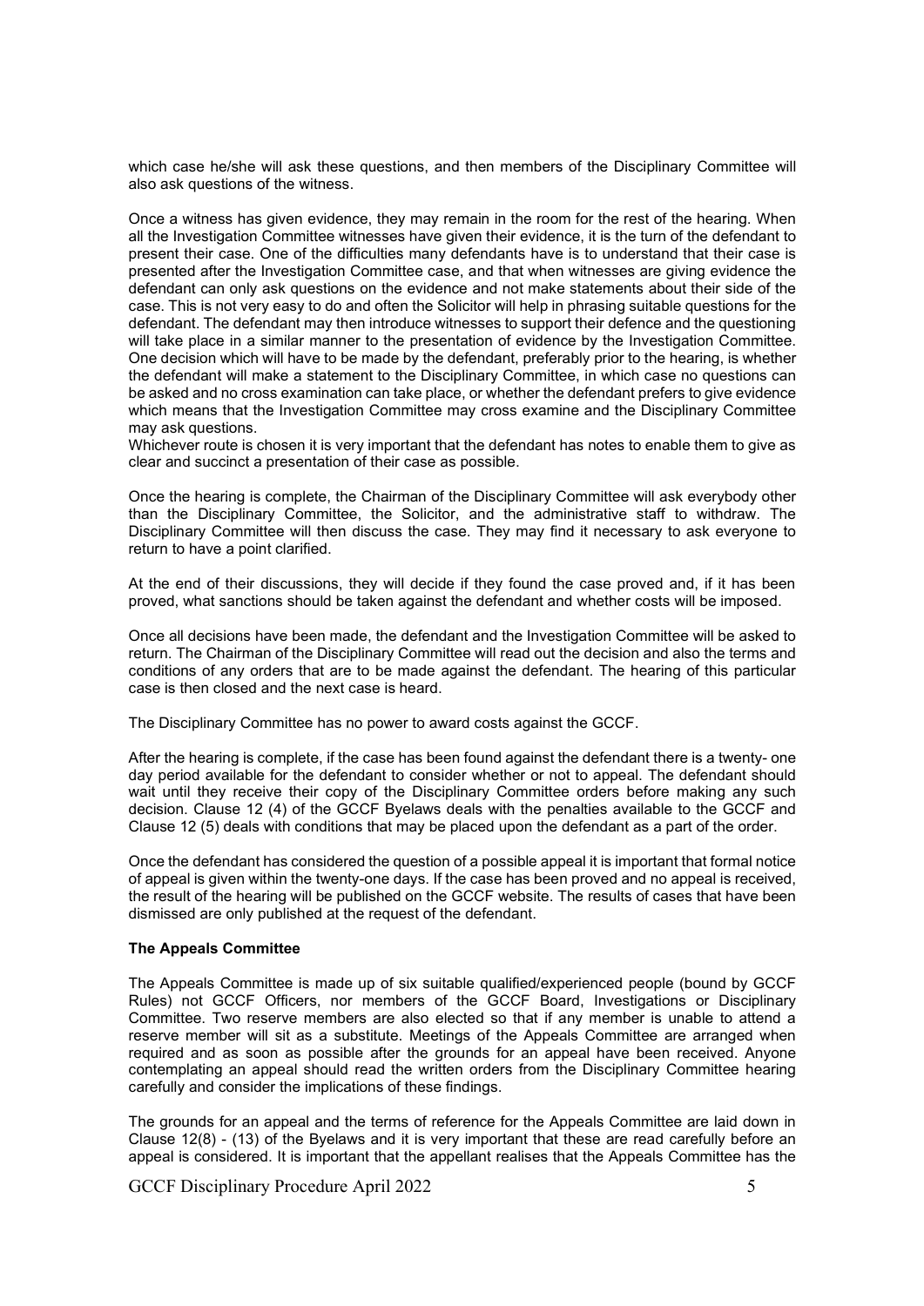which case he/she will ask these questions, and then members of the Disciplinary Committee will also ask questions of the witness.

Once a witness has given evidence, they may remain in the room for the rest of the hearing. When all the Investigation Committee witnesses have given their evidence, it is the turn of the defendant to present their case. One of the difficulties many defendants have is to understand that their case is presented after the Investigation Committee case, and that when witnesses are giving evidence the defendant can only ask questions on the evidence and not make statements about their side of the case. This is not very easy to do and often the Solicitor will help in phrasing suitable questions for the defendant. The defendant may then introduce witnesses to support their defence and the questioning will take place in a similar manner to the presentation of evidence by the Investigation Committee. One decision which will have to be made by the defendant, preferably prior to the hearing, is whether the defendant will make a statement to the Disciplinary Committee, in which case no questions can be asked and no cross examination can take place, or whether the defendant prefers to give evidence which means that the Investigation Committee may cross examine and the Disciplinary Committee may ask questions.
Whichever route is chosen it is very important that the defendant has notes to enable them to give as clear and succinct a presentation of their case as possible.

Once the hearing is complete, the Chairman of the Disciplinary Committee will ask everybody other than the Disciplinary Committee, the Solicitor, and the administrative staff to withdraw. The Disciplinary Committee will then discuss the case. They may find it necessary to ask everyone to return to have a point clarified.

At the end of their discussions, they will decide if they found the case proved and, if it has been proved, what sanctions should be taken against the defendant and whether costs will be imposed.

Once all decisions have been made, the defendant and the Investigation Committee will be asked to return. The Chairman of the Disciplinary Committee will read out the decision and also the terms and conditions of any orders that are to be made against the defendant. The hearing of this particular case is then closed and the next case is heard.

The Disciplinary Committee has no power to award costs against the GCCF.

After the hearing is complete, if the case has been found against the defendant there is a twenty- one day period available for the defendant to consider whether or not to appeal. The defendant should wait until they receive their copy of the Disciplinary Committee orders before making any such decision. Clause 12 (4) of the GCCF Byelaws deals with the penalties available to the GCCF and Clause 12 (5) deals with conditions that may be placed upon the defendant as a part of the order.

Once the defendant has considered the question of a possible appeal it is important that formal notice of appeal is given within the twenty-one days. If the case has been proved and no appeal is received, the result of the hearing will be published on the GCCF website. The results of cases that have been dismissed are only published at the request of the defendant.

**The Appeals Committee**

The Appeals Committee is made up of six suitable qualified/experienced people (bound by GCCF Rules) not GCCF Officers, nor members of the GCCF Board, Investigations or Disciplinary Committee. Two reserve members are also elected so that if any member is unable to attend a reserve member will sit as a substitute. Meetings of the Appeals Committee are arranged when required and as soon as possible after the grounds for an appeal have been received. Anyone contemplating an appeal should read the written orders from the Disciplinary Committee hearing carefully and consider the implications of these findings.

The grounds for an appeal and the terms of reference for the Appeals Committee are laid down in Clause 12(8) - (13) of the Byelaws and it is very important that these are read carefully before an appeal is considered. It is important that the appellant realises that the Appeals Committee has the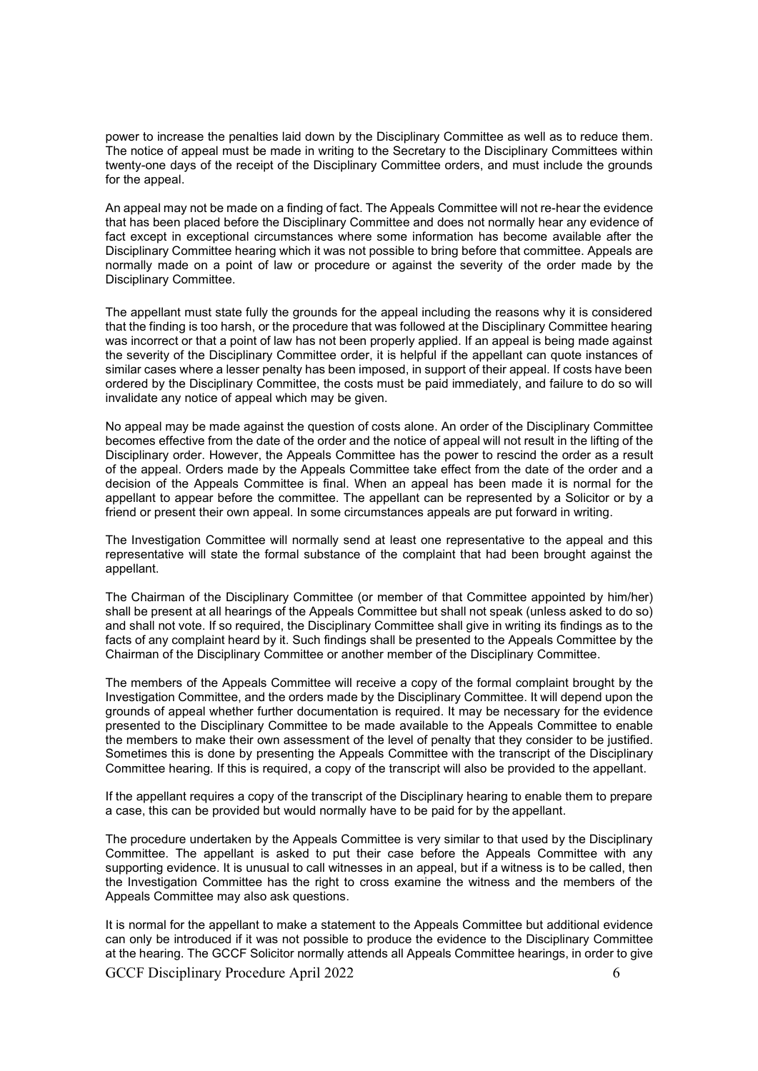power to increase the penalties laid down by the Disciplinary Committee as well as to reduce them. The notice of appeal must be made in writing to the Secretary to the Disciplinary Committees within twenty-one days of the receipt of the Disciplinary Committee orders, and must include the grounds for the appeal.

An appeal may not be made on a finding of fact. The Appeals Committee will not re-hear the evidence that has been placed before the Disciplinary Committee and does not normally hear any evidence of fact except in exceptional circumstances where some information has become available after the Disciplinary Committee hearing which it was not possible to bring before that committee. Appeals are normally made on a point of law or procedure or against the severity of the order made by the Disciplinary Committee.

The appellant must state fully the grounds for the appeal including the reasons why it is considered that the finding is too harsh, or the procedure that was followed at the Disciplinary Committee hearing was incorrect or that a point of law has not been properly applied. If an appeal is being made against the severity of the Disciplinary Committee order, it is helpful if the appellant can quote instances of similar cases where a lesser penalty has been imposed, in support of their appeal. If costs have been ordered by the Disciplinary Committee, the costs must be paid immediately, and failure to do so will invalidate any notice of appeal which may be given.

No appeal may be made against the question of costs alone. An order of the Disciplinary Committee becomes effective from the date of the order and the notice of appeal will not result in the lifting of the Disciplinary order. However, the Appeals Committee has the power to rescind the order as a result of the appeal. Orders made by the Appeals Committee take effect from the date of the order and a decision of the Appeals Committee is final. When an appeal has been made it is normal for the appellant to appear before the committee. The appellant can be represented by a Solicitor or by a friend or present their own appeal. In some circumstances appeals are put forward in writing.

The Investigation Committee will normally send at least one representative to the appeal and this representative will state the formal substance of the complaint that had been brought against the appellant.

The Chairman of the Disciplinary Committee (or member of that Committee appointed by him/her) shall be present at all hearings of the Appeals Committee but shall not speak (unless asked to do so) and shall not vote. If so required, the Disciplinary Committee shall give in writing its findings as to the facts of any complaint heard by it. Such findings shall be presented to the Appeals Committee by the Chairman of the Disciplinary Committee or another member of the Disciplinary Committee.

The members of the Appeals Committee will receive a copy of the formal complaint brought by the Investigation Committee, and the orders made by the Disciplinary Committee. It will depend upon the grounds of appeal whether further documentation is required. It may be necessary for the evidence presented to the Disciplinary Committee to be made available to the Appeals Committee to enable the members to make their own assessment of the level of penalty that they consider to be justified. Sometimes this is done by presenting the Appeals Committee with the transcript of the Disciplinary Committee hearing. If this is required, a copy of the transcript will also be provided to the appellant.

If the appellant requires a copy of the transcript of the Disciplinary hearing to enable them to prepare a case, this can be provided but would normally have to be paid for by the appellant.

The procedure undertaken by the Appeals Committee is very similar to that used by the Disciplinary Committee. The appellant is asked to put their case before the Appeals Committee with any supporting evidence. It is unusual to call witnesses in an appeal, but if a witness is to be called, then the Investigation Committee has the right to cross examine the witness and the members of the Appeals Committee may also ask questions.

It is normal for the appellant to make a statement to the Appeals Committee but additional evidence can only be introduced if it was not possible to produce the evidence to the Disciplinary Committee at the hearing. The GCCF Solicitor normally attends all Appeals Committee hearings, in order to give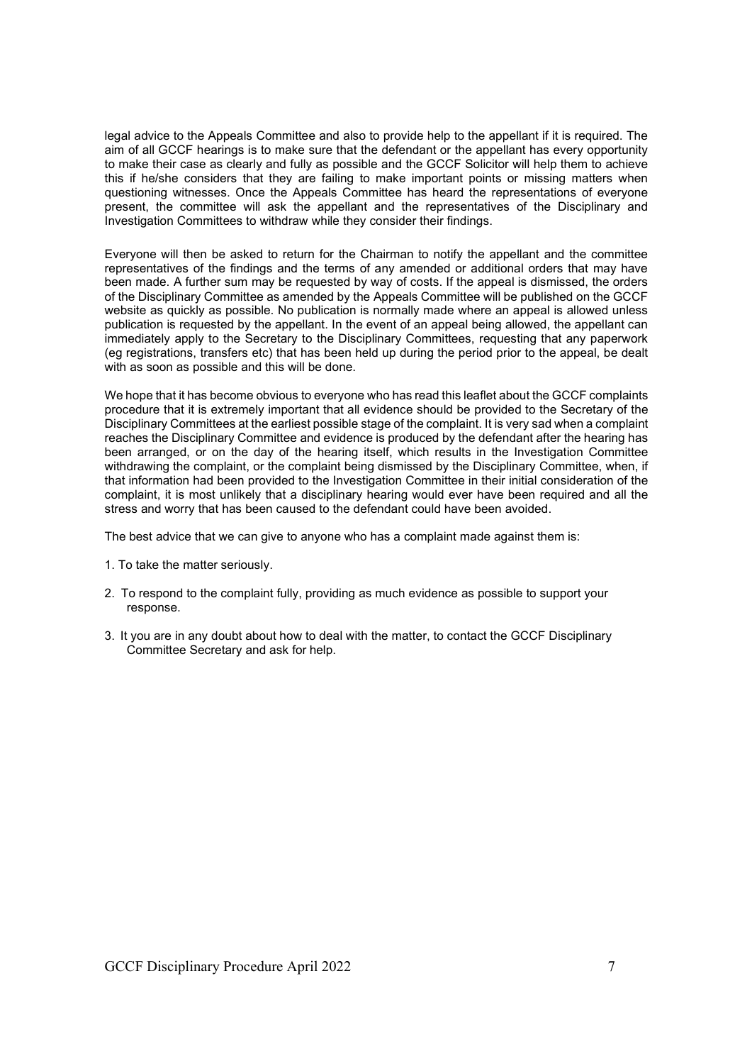legal advice to the Appeals Committee and also to provide help to the appellant if it is required. The aim of all GCCF hearings is to make sure that the defendant or the appellant has every opportunity to make their case as clearly and fully as possible and the GCCF Solicitor will help them to achieve this if he/she considers that they are failing to make important points or missing matters when questioning witnesses. Once the Appeals Committee has heard the representations of everyone present, the committee will ask the appellant and the representatives of the Disciplinary and Investigation Committees to withdraw while they consider their findings.

Everyone will then be asked to return for the Chairman to notify the appellant and the committee representatives of the findings and the terms of any amended or additional orders that may have been made. A further sum may be requested by way of costs. If the appeal is dismissed, the orders of the Disciplinary Committee as amended by the Appeals Committee will be published on the GCCF website as quickly as possible. No publication is normally made where an appeal is allowed unless publication is requested by the appellant. In the event of an appeal being allowed, the appellant can immediately apply to the Secretary to the Disciplinary Committees, requesting that any paperwork (eg registrations, transfers etc) that has been held up during the period prior to the appeal, be dealt with as soon as possible and this will be done.

We hope that it has become obvious to everyone who has read this leaflet about the GCCF complaints procedure that it is extremely important that all evidence should be provided to the Secretary of the Disciplinary Committees at the earliest possible stage of the complaint. It is very sad when a complaint reaches the Disciplinary Committee and evidence is produced by the defendant after the hearing has been arranged, or on the day of the hearing itself, which results in the Investigation Committee withdrawing the complaint, or the complaint being dismissed by the Disciplinary Committee, when, if that information had been provided to the Investigation Committee in their initial consideration of the complaint, it is most unlikely that a disciplinary hearing would ever have been required and all the stress and worry that has been caused to the defendant could have been avoided.

The best advice that we can give to anyone who has a complaint made against them is:

1. To take the matter seriously.
2. To respond to the complaint fully, providing as much evidence as possible to support your response.
3. It you are in any doubt about how to deal with the matter, to contact the GCCF Disciplinary Committee Secretary and ask for help.